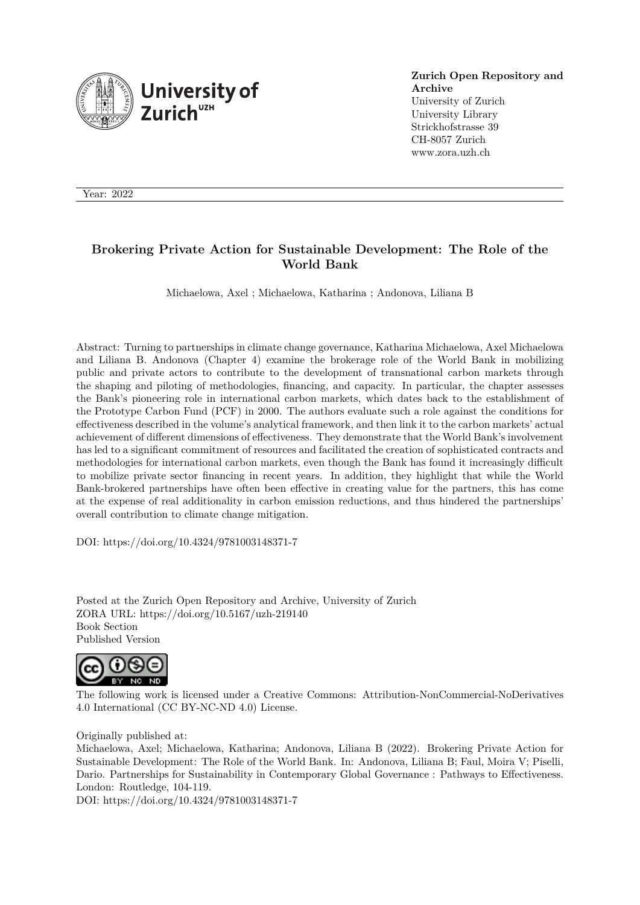**Zurich Open Repository and Archive**
University of Zurich
University Library
Strickhofstrasse 39
CH-8057 Zurich
www.zora.uzh.ch

Year: 2022

# Brokering Private Action for Sustainable Development: The Role of the World Bank

Michaelowa, Axel ; Michaelowa, Katharina ; Andonova, Liliana B

Abstract: Turning to partnerships in climate change governance, Katharina Michaelowa, Axel Michaelowa and Liliana B. Andonova (Chapter 4) examine the brokerage role of the World Bank in mobilizing public and private actors to contribute to the development of transnational carbon markets through the shaping and piloting of methodologies, financing, and capacity. In particular, the chapter assesses the Bank's pioneering role in international carbon markets, which dates back to the establishment of the Prototype Carbon Fund (PCF) in 2000. The authors evaluate such a role against the conditions for effectiveness described in the volume's analytical framework, and then link it to the carbon markets' actual achievement of different dimensions of effectiveness. They demonstrate that the World Bank's involvement has led to a significant commitment of resources and facilitated the creation of sophisticated contracts and methodologies for international carbon markets, even though the Bank has found it increasingly difficult to mobilize private sector financing in recent years. In addition, they highlight that while the World Bank-brokered partnerships have often been effective in creating value for the partners, this has come at the expense of real additionality in carbon emission reductions, and thus hindered the partnerships' overall contribution to climate change mitigation.

DOI: https://doi.org/10.4324/9781003148371-7

Posted at the Zurich Open Repository and Archive, University of Zurich
ZORA URL: https://doi.org/10.5167/uzh-219140
Book Section
Published Version

The following work is licensed under a Creative Commons: Attribution-NonCommercial-NoDerivatives 4.0 International (CC BY-NC-ND 4.0) License.

Originally published at:
Michaelowa, Axel; Michaelowa, Katharina; Andonova, Liliana B (2022). Brokering Private Action for Sustainable Development: The Role of the World Bank. In: Andonova, Liliana B; Faul, Moira V; Piselli, Dario. Partnerships for Sustainability in Contemporary Global Governance : Pathways to Effectiveness. London: Routledge, 104-119.
DOI: https://doi.org/10.4324/9781003148371-7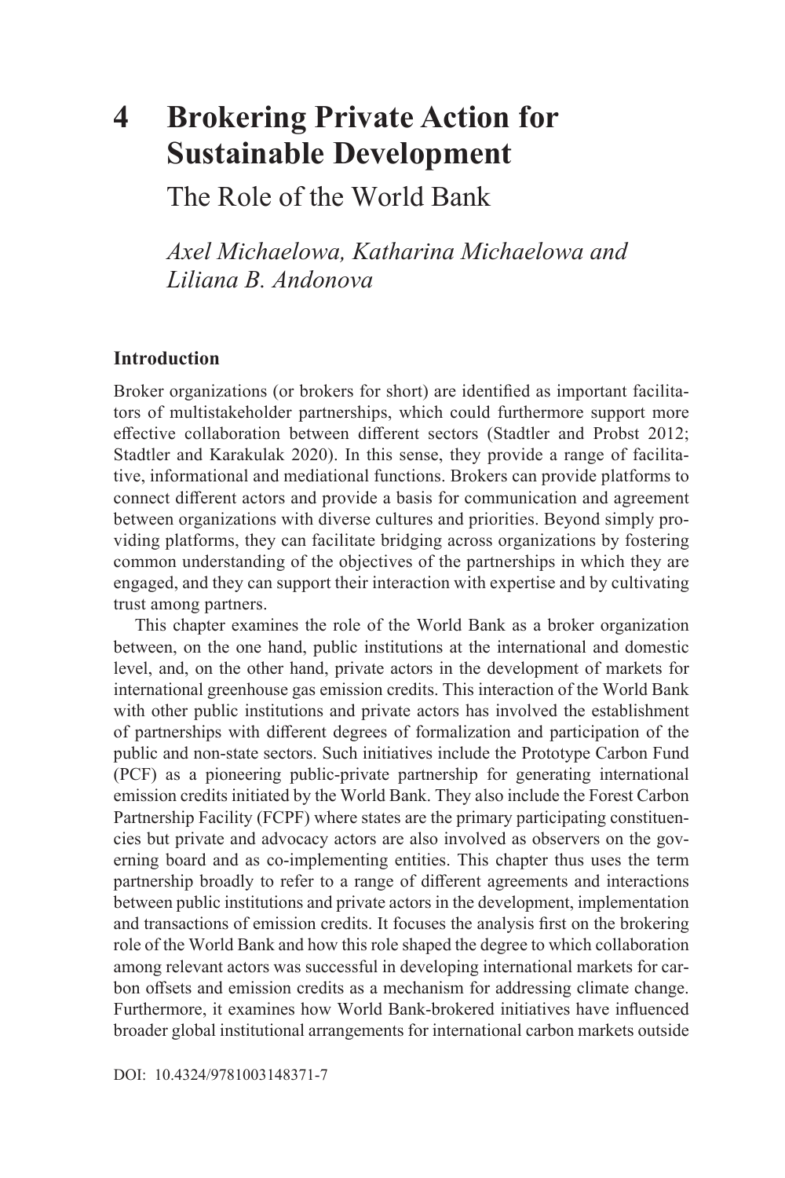# 4 Brokering Private Action for Sustainable Development

## The Role of the World Bank

*Axel Michaelowa, Katharina Michaelowa and Liliana B. Andonova*

### Introduction

Broker organizations (or brokers for short) are identified as important facilitators of multistakeholder partnerships, which could furthermore support more effective collaboration between different sectors (Stadtler and Probst 2012; Stadtler and Karakulak 2020). In this sense, they provide a range of facilitative, informational and mediational functions. Brokers can provide platforms to connect different actors and provide a basis for communication and agreement between organizations with diverse cultures and priorities. Beyond simply providing platforms, they can facilitate bridging across organizations by fostering common understanding of the objectives of the partnerships in which they are engaged, and they can support their interaction with expertise and by cultivating trust among partners.

This chapter examines the role of the World Bank as a broker organization between, on the one hand, public institutions at the international and domestic level, and, on the other hand, private actors in the development of markets for international greenhouse gas emission credits. This interaction of the World Bank with other public institutions and private actors has involved the establishment of partnerships with different degrees of formalization and participation of the public and non-state sectors. Such initiatives include the Prototype Carbon Fund (PCF) as a pioneering public-private partnership for generating international emission credits initiated by the World Bank. They also include the Forest Carbon Partnership Facility (FCPF) where states are the primary participating constituencies but private and advocacy actors are also involved as observers on the governing board and as co-implementing entities. This chapter thus uses the term partnership broadly to refer to a range of different agreements and interactions between public institutions and private actors in the development, implementation and transactions of emission credits. It focuses the analysis first on the brokering role of the World Bank and how this role shaped the degree to which collaboration among relevant actors was successful in developing international markets for carbon offsets and emission credits as a mechanism for addressing climate change. Furthermore, it examines how World Bank-brokered initiatives have influenced broader global institutional arrangements for international carbon markets outside

DOI: 10.4324/9781003148371-7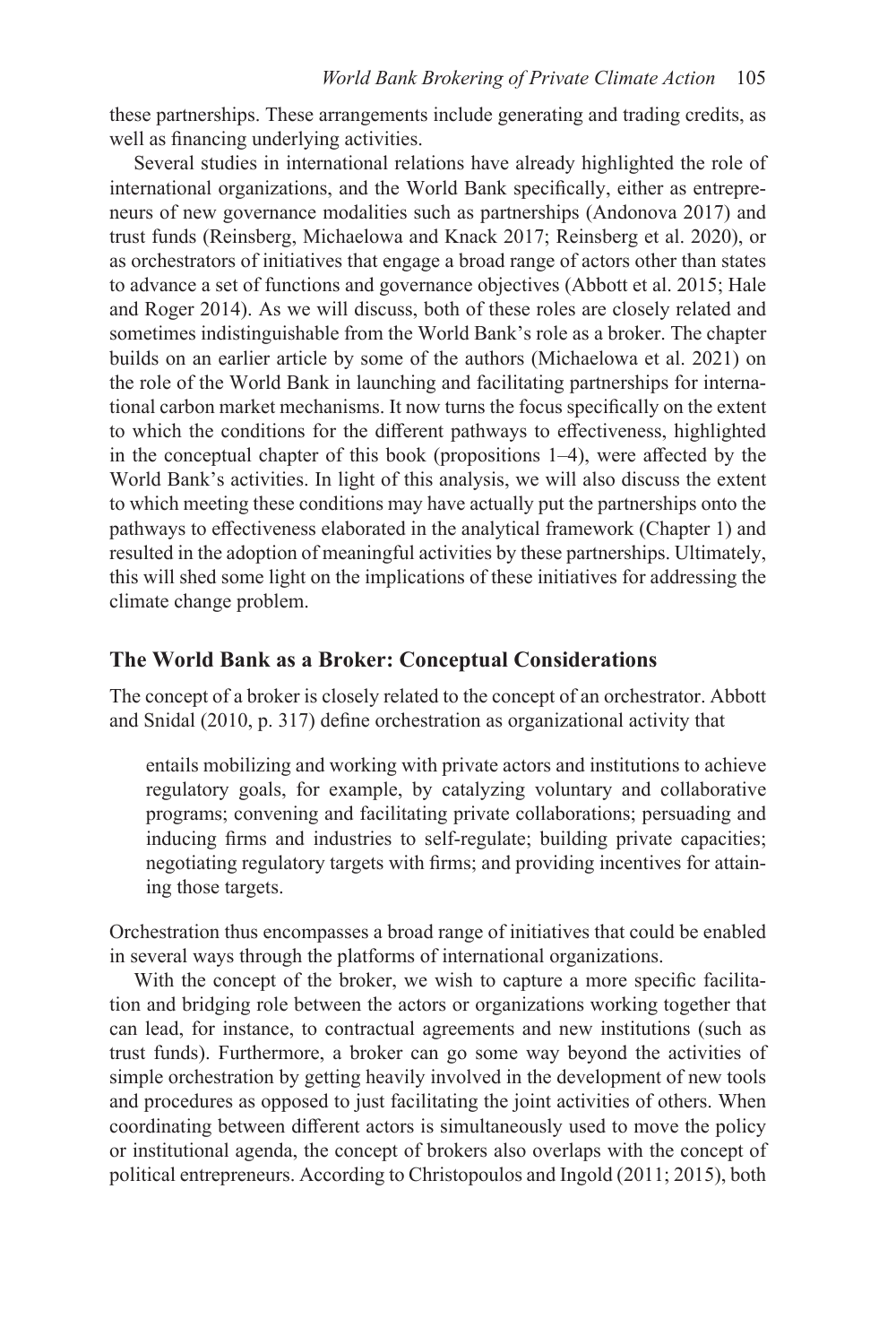these partnerships. These arrangements include generating and trading credits, as well as financing underlying activities.

Several studies in international relations have already highlighted the role of international organizations, and the World Bank specifically, either as entrepreneurs of new governance modalities such as partnerships (Andonova 2017) and trust funds (Reinsberg, Michaelowa and Knack 2017; Reinsberg et al. 2020), or as orchestrators of initiatives that engage a broad range of actors other than states to advance a set of functions and governance objectives (Abbott et al. 2015; Hale and Roger 2014). As we will discuss, both of these roles are closely related and sometimes indistinguishable from the World Bank's role as a broker. The chapter builds on an earlier article by some of the authors (Michaelowa et al. 2021) on the role of the World Bank in launching and facilitating partnerships for international carbon market mechanisms. It now turns the focus specifically on the extent to which the conditions for the different pathways to effectiveness, highlighted in the conceptual chapter of this book (propositions 1–4), were affected by the World Bank's activities. In light of this analysis, we will also discuss the extent to which meeting these conditions may have actually put the partnerships onto the pathways to effectiveness elaborated in the analytical framework (Chapter 1) and resulted in the adoption of meaningful activities by these partnerships. Ultimately, this will shed some light on the implications of these initiatives for addressing the climate change problem.

## The World Bank as a Broker: Conceptual Considerations

The concept of a broker is closely related to the concept of an orchestrator. Abbott and Snidal (2010, p. 317) define orchestration as organizational activity that

> entails mobilizing and working with private actors and institutions to achieve regulatory goals, for example, by catalyzing voluntary and collaborative programs; convening and facilitating private collaborations; persuading and inducing firms and industries to self-regulate; building private capacities; negotiating regulatory targets with firms; and providing incentives for attaining those targets.

Orchestration thus encompasses a broad range of initiatives that could be enabled in several ways through the platforms of international organizations.

With the concept of the broker, we wish to capture a more specific facilitation and bridging role between the actors or organizations working together that can lead, for instance, to contractual agreements and new institutions (such as trust funds). Furthermore, a broker can go some way beyond the activities of simple orchestration by getting heavily involved in the development of new tools and procedures as opposed to just facilitating the joint activities of others. When coordinating between different actors is simultaneously used to move the policy or institutional agenda, the concept of brokers also overlaps with the concept of political entrepreneurs. According to Christopoulos and Ingold (2011; 2015), both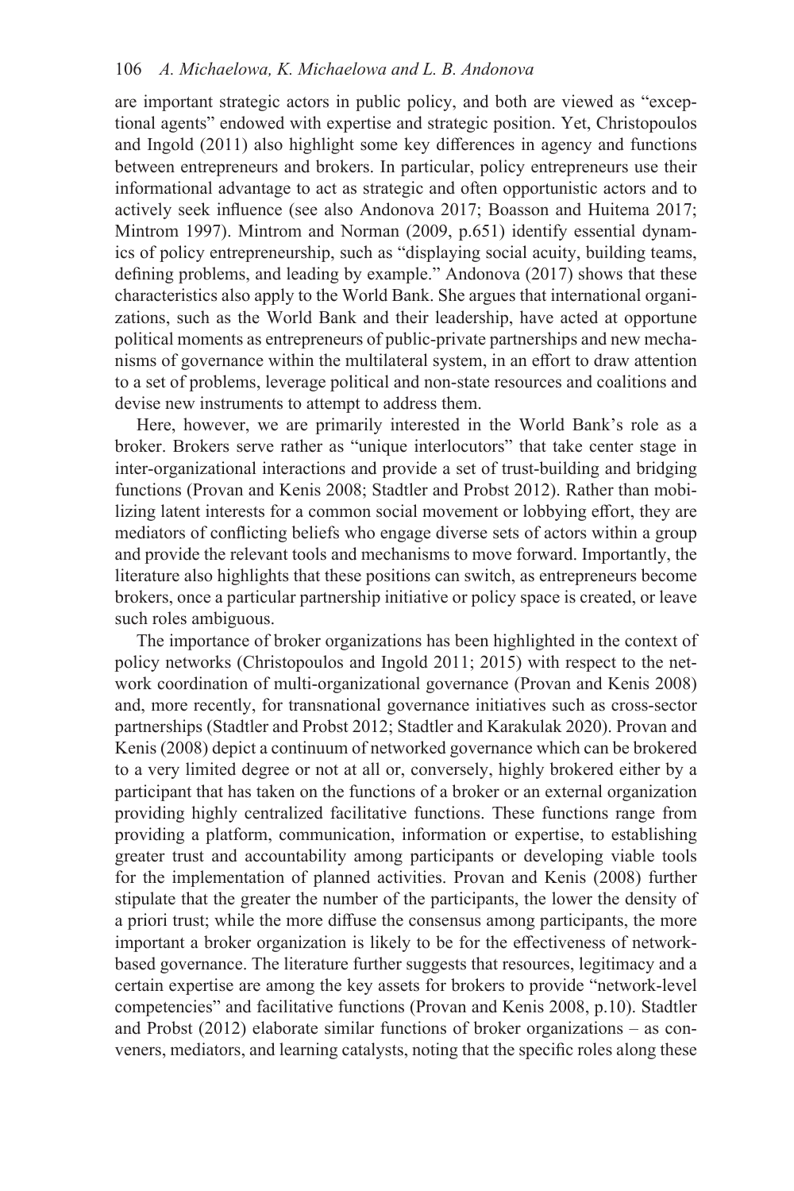are important strategic actors in public policy, and both are viewed as "exceptional agents" endowed with expertise and strategic position. Yet, Christopoulos and Ingold (2011) also highlight some key differences in agency and functions between entrepreneurs and brokers. In particular, policy entrepreneurs use their informational advantage to act as strategic and often opportunistic actors and to actively seek influence (see also Andonova 2017; Boasson and Huitema 2017; Mintrom 1997). Mintrom and Norman (2009, p.651) identify essential dynamics of policy entrepreneurship, such as "displaying social acuity, building teams, defining problems, and leading by example." Andonova (2017) shows that these characteristics also apply to the World Bank. She argues that international organizations, such as the World Bank and their leadership, have acted at opportune political moments as entrepreneurs of public-private partnerships and new mechanisms of governance within the multilateral system, in an effort to draw attention to a set of problems, leverage political and non-state resources and coalitions and devise new instruments to attempt to address them.

Here, however, we are primarily interested in the World Bank's role as a broker. Brokers serve rather as "unique interlocutors" that take center stage in inter-organizational interactions and provide a set of trust-building and bridging functions (Provan and Kenis 2008; Stadtler and Probst 2012). Rather than mobilizing latent interests for a common social movement or lobbying effort, they are mediators of conflicting beliefs who engage diverse sets of actors within a group and provide the relevant tools and mechanisms to move forward. Importantly, the literature also highlights that these positions can switch, as entrepreneurs become brokers, once a particular partnership initiative or policy space is created, or leave such roles ambiguous.

The importance of broker organizations has been highlighted in the context of policy networks (Christopoulos and Ingold 2011; 2015) with respect to the network coordination of multi-organizational governance (Provan and Kenis 2008) and, more recently, for transnational governance initiatives such as cross-sector partnerships (Stadtler and Probst 2012; Stadtler and Karakulak 2020). Provan and Kenis (2008) depict a continuum of networked governance which can be brokered to a very limited degree or not at all or, conversely, highly brokered either by a participant that has taken on the functions of a broker or an external organization providing highly centralized facilitative functions. These functions range from providing a platform, communication, information or expertise, to establishing greater trust and accountability among participants or developing viable tools for the implementation of planned activities. Provan and Kenis (2008) further stipulate that the greater the number of the participants, the lower the density of a priori trust; while the more diffuse the consensus among participants, the more important a broker organization is likely to be for the effectiveness of network-based governance. The literature further suggests that resources, legitimacy and a certain expertise are among the key assets for brokers to provide "network-level competencies" and facilitative functions (Provan and Kenis 2008, p.10). Stadtler and Probst (2012) elaborate similar functions of broker organizations – as conveners, mediators, and learning catalysts, noting that the specific roles along these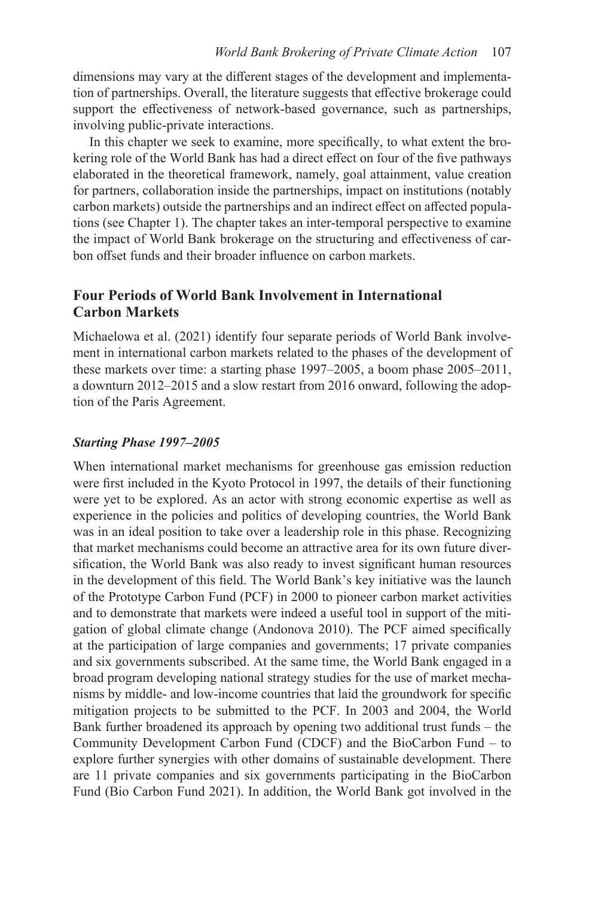dimensions may vary at the different stages of the development and implementation of partnerships. Overall, the literature suggests that effective brokerage could support the effectiveness of network-based governance, such as partnerships, involving public-private interactions.

In this chapter we seek to examine, more specifically, to what extent the brokering role of the World Bank has had a direct effect on four of the five pathways elaborated in the theoretical framework, namely, goal attainment, value creation for partners, collaboration inside the partnerships, impact on institutions (notably carbon markets) outside the partnerships and an indirect effect on affected populations (see Chapter 1). The chapter takes an inter-temporal perspective to examine the impact of World Bank brokerage on the structuring and effectiveness of carbon offset funds and their broader influence on carbon markets.

## Four Periods of World Bank Involvement in International Carbon Markets

Michaelowa et al. (2021) identify four separate periods of World Bank involvement in international carbon markets related to the phases of the development of these markets over time: a starting phase 1997–2005, a boom phase 2005–2011, a downturn 2012–2015 and a slow restart from 2016 onward, following the adoption of the Paris Agreement.

### *Starting Phase 1997–2005*

When international market mechanisms for greenhouse gas emission reduction were first included in the Kyoto Protocol in 1997, the details of their functioning were yet to be explored. As an actor with strong economic expertise as well as experience in the policies and politics of developing countries, the World Bank was in an ideal position to take over a leadership role in this phase. Recognizing that market mechanisms could become an attractive area for its own future diversification, the World Bank was also ready to invest significant human resources in the development of this field. The World Bank's key initiative was the launch of the Prototype Carbon Fund (PCF) in 2000 to pioneer carbon market activities and to demonstrate that markets were indeed a useful tool in support of the mitigation of global climate change (Andonova 2010). The PCF aimed specifically at the participation of large companies and governments; 17 private companies and six governments subscribed. At the same time, the World Bank engaged in a broad program developing national strategy studies for the use of market mechanisms by middle- and low-income countries that laid the groundwork for specific mitigation projects to be submitted to the PCF. In 2003 and 2004, the World Bank further broadened its approach by opening two additional trust funds – the Community Development Carbon Fund (CDCF) and the BioCarbon Fund – to explore further synergies with other domains of sustainable development. There are 11 private companies and six governments participating in the BioCarbon Fund (Bio Carbon Fund 2021). In addition, the World Bank got involved in the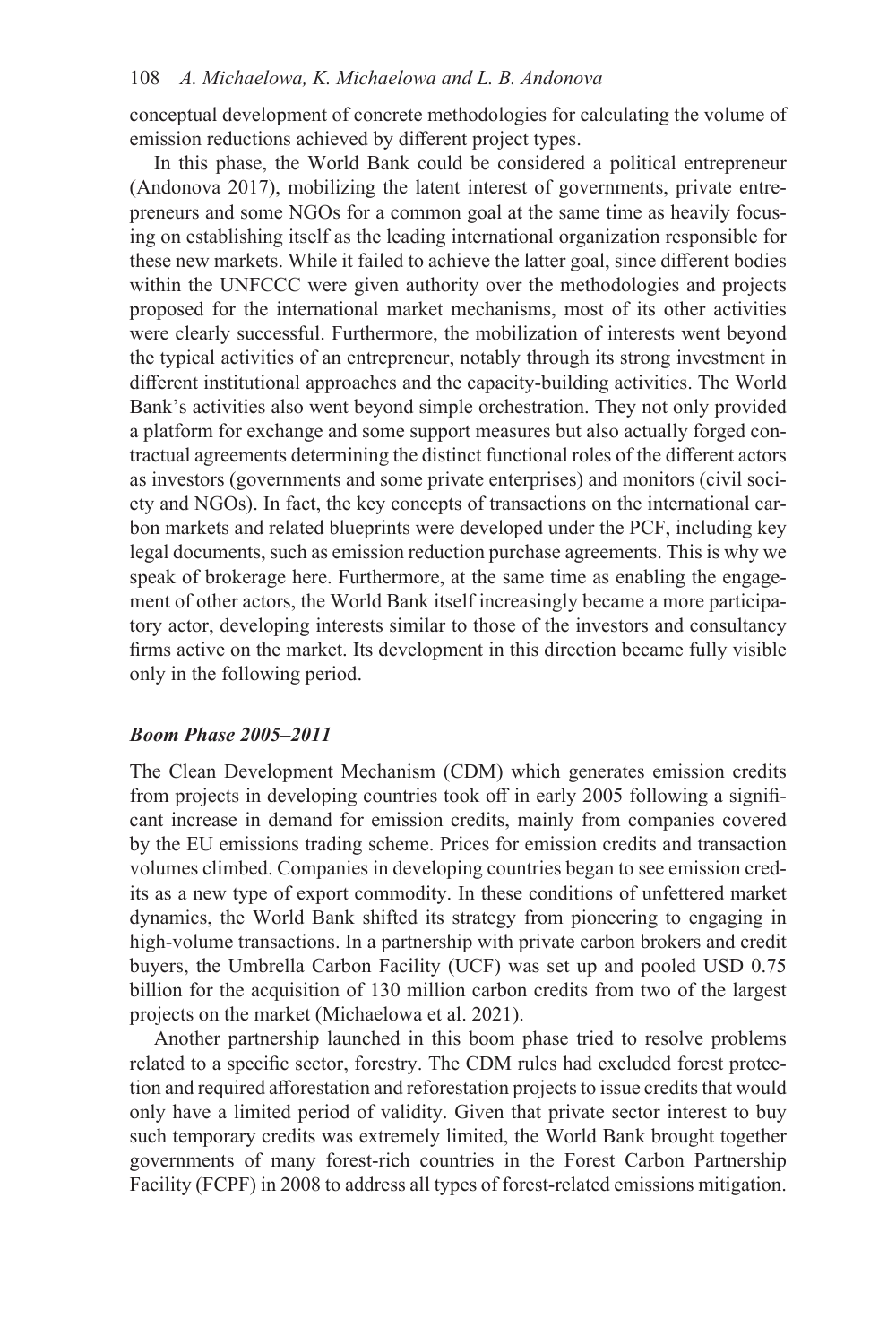conceptual development of concrete methodologies for calculating the volume of emission reductions achieved by different project types.

In this phase, the World Bank could be considered a political entrepreneur (Andonova 2017), mobilizing the latent interest of governments, private entrepreneurs and some NGOs for a common goal at the same time as heavily focusing on establishing itself as the leading international organization responsible for these new markets. While it failed to achieve the latter goal, since different bodies within the UNFCCC were given authority over the methodologies and projects proposed for the international market mechanisms, most of its other activities were clearly successful. Furthermore, the mobilization of interests went beyond the typical activities of an entrepreneur, notably through its strong investment in different institutional approaches and the capacity-building activities. The World Bank's activities also went beyond simple orchestration. They not only provided a platform for exchange and some support measures but also actually forged contractual agreements determining the distinct functional roles of the different actors as investors (governments and some private enterprises) and monitors (civil society and NGOs). In fact, the key concepts of transactions on the international carbon markets and related blueprints were developed under the PCF, including key legal documents, such as emission reduction purchase agreements. This is why we speak of brokerage here. Furthermore, at the same time as enabling the engagement of other actors, the World Bank itself increasingly became a more participatory actor, developing interests similar to those of the investors and consultancy firms active on the market. Its development in this direction became fully visible only in the following period.

### *Boom Phase 2005–2011*

The Clean Development Mechanism (CDM) which generates emission credits from projects in developing countries took off in early 2005 following a significant increase in demand for emission credits, mainly from companies covered by the EU emissions trading scheme. Prices for emission credits and transaction volumes climbed. Companies in developing countries began to see emission credits as a new type of export commodity. In these conditions of unfettered market dynamics, the World Bank shifted its strategy from pioneering to engaging in high-volume transactions. In a partnership with private carbon brokers and credit buyers, the Umbrella Carbon Facility (UCF) was set up and pooled USD 0.75 billion for the acquisition of 130 million carbon credits from two of the largest projects on the market (Michaelowa et al. 2021).

Another partnership launched in this boom phase tried to resolve problems related to a specific sector, forestry. The CDM rules had excluded forest protection and required afforestation and reforestation projects to issue credits that would only have a limited period of validity. Given that private sector interest to buy such temporary credits was extremely limited, the World Bank brought together governments of many forest-rich countries in the Forest Carbon Partnership Facility (FCPF) in 2008 to address all types of forest-related emissions mitigation.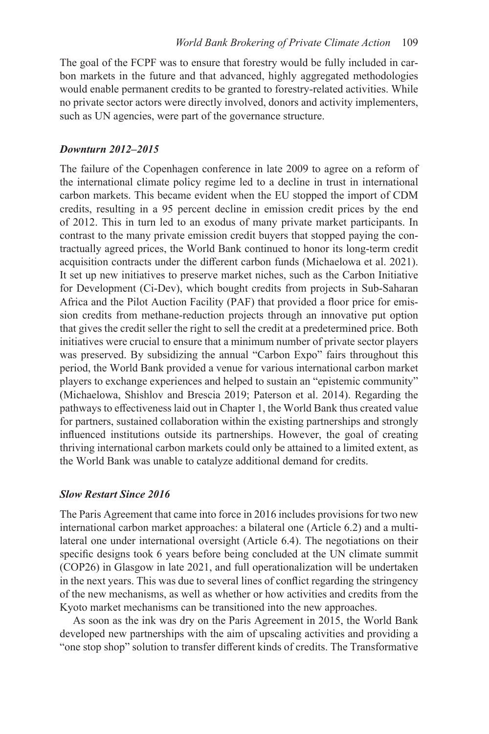The goal of the FCPF was to ensure that forestry would be fully included in carbon markets in the future and that advanced, highly aggregated methodologies would enable permanent credits to be granted to forestry-related activities. While no private sector actors were directly involved, donors and activity implementers, such as UN agencies, were part of the governance structure.

### *Downturn 2012–2015*

The failure of the Copenhagen conference in late 2009 to agree on a reform of the international climate policy regime led to a decline in trust in international carbon markets. This became evident when the EU stopped the import of CDM credits, resulting in a 95 percent decline in emission credit prices by the end of 2012. This in turn led to an exodus of many private market participants. In contrast to the many private emission credit buyers that stopped paying the contractually agreed prices, the World Bank continued to honor its long-term credit acquisition contracts under the different carbon funds (Michaelowa et al. 2021). It set up new initiatives to preserve market niches, such as the Carbon Initiative for Development (Ci-Dev), which bought credits from projects in Sub-Saharan Africa and the Pilot Auction Facility (PAF) that provided a floor price for emission credits from methane-reduction projects through an innovative put option that gives the credit seller the right to sell the credit at a predetermined price. Both initiatives were crucial to ensure that a minimum number of private sector players was preserved. By subsidizing the annual "Carbon Expo" fairs throughout this period, the World Bank provided a venue for various international carbon market players to exchange experiences and helped to sustain an "epistemic community" (Michaelowa, Shishlov and Brescia 2019; Paterson et al. 2014). Regarding the pathways to effectiveness laid out in Chapter 1, the World Bank thus created value for partners, sustained collaboration within the existing partnerships and strongly influenced institutions outside its partnerships. However, the goal of creating thriving international carbon markets could only be attained to a limited extent, as the World Bank was unable to catalyze additional demand for credits.

### *Slow Restart Since 2016*

The Paris Agreement that came into force in 2016 includes provisions for two new international carbon market approaches: a bilateral one (Article 6.2) and a multilateral one under international oversight (Article 6.4). The negotiations on their specific designs took 6 years before being concluded at the UN climate summit (COP26) in Glasgow in late 2021, and full operationalization will be undertaken in the next years. This was due to several lines of conflict regarding the stringency of the new mechanisms, as well as whether or how activities and credits from the Kyoto market mechanisms can be transitioned into the new approaches.

As soon as the ink was dry on the Paris Agreement in 2015, the World Bank developed new partnerships with the aim of upscaling activities and providing a "one stop shop" solution to transfer different kinds of credits. The Transformative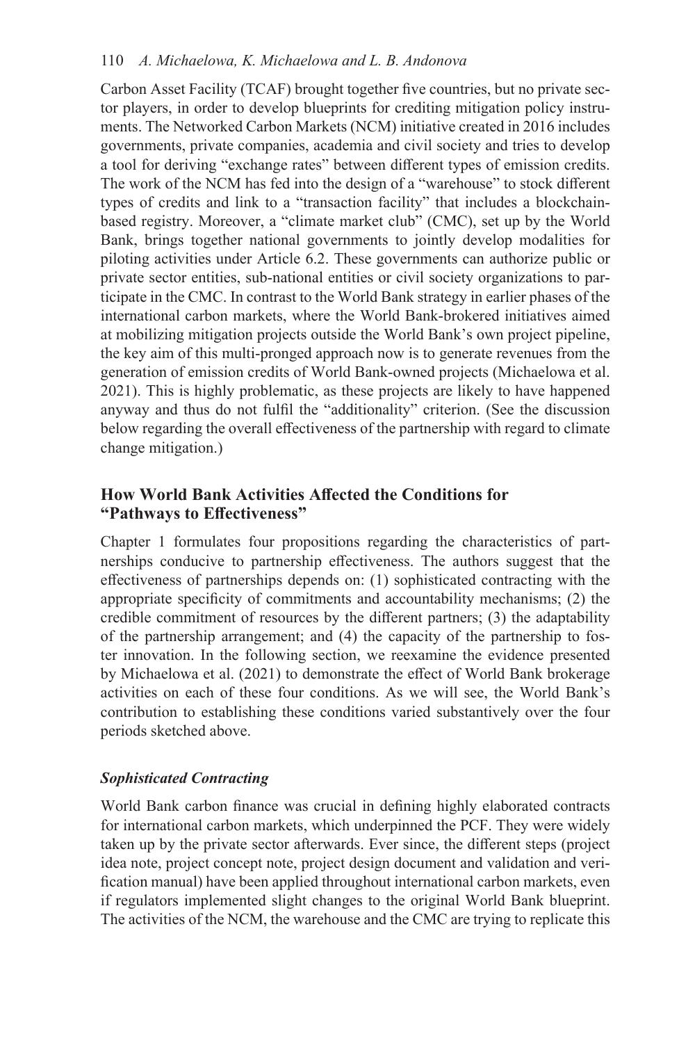Carbon Asset Facility (TCAF) brought together five countries, but no private sector players, in order to develop blueprints for crediting mitigation policy instruments. The Networked Carbon Markets (NCM) initiative created in 2016 includes governments, private companies, academia and civil society and tries to develop a tool for deriving "exchange rates" between different types of emission credits. The work of the NCM has fed into the design of a "warehouse" to stock different types of credits and link to a "transaction facility" that includes a blockchain-based registry. Moreover, a "climate market club" (CMC), set up by the World Bank, brings together national governments to jointly develop modalities for piloting activities under Article 6.2. These governments can authorize public or private sector entities, sub-national entities or civil society organizations to participate in the CMC. In contrast to the World Bank strategy in earlier phases of the international carbon markets, where the World Bank-brokered initiatives aimed at mobilizing mitigation projects outside the World Bank's own project pipeline, the key aim of this multi-pronged approach now is to generate revenues from the generation of emission credits of World Bank-owned projects (Michaelowa et al. 2021). This is highly problematic, as these projects are likely to have happened anyway and thus do not fulfil the "additionality" criterion. (See the discussion below regarding the overall effectiveness of the partnership with regard to climate change mitigation.)

## How World Bank Activities Affected the Conditions for "Pathways to Effectiveness"

Chapter 1 formulates four propositions regarding the characteristics of partnerships conducive to partnership effectiveness. The authors suggest that the effectiveness of partnerships depends on: (1) sophisticated contracting with the appropriate specificity of commitments and accountability mechanisms; (2) the credible commitment of resources by the different partners; (3) the adaptability of the partnership arrangement; and (4) the capacity of the partnership to foster innovation. In the following section, we reexamine the evidence presented by Michaelowa et al. (2021) to demonstrate the effect of World Bank brokerage activities on each of these four conditions. As we will see, the World Bank's contribution to establishing these conditions varied substantively over the four periods sketched above.

### *Sophisticated Contracting*

World Bank carbon finance was crucial in defining highly elaborated contracts for international carbon markets, which underpinned the PCF. They were widely taken up by the private sector afterwards. Ever since, the different steps (project idea note, project concept note, project design document and validation and verification manual) have been applied throughout international carbon markets, even if regulators implemented slight changes to the original World Bank blueprint. The activities of the NCM, the warehouse and the CMC are trying to replicate this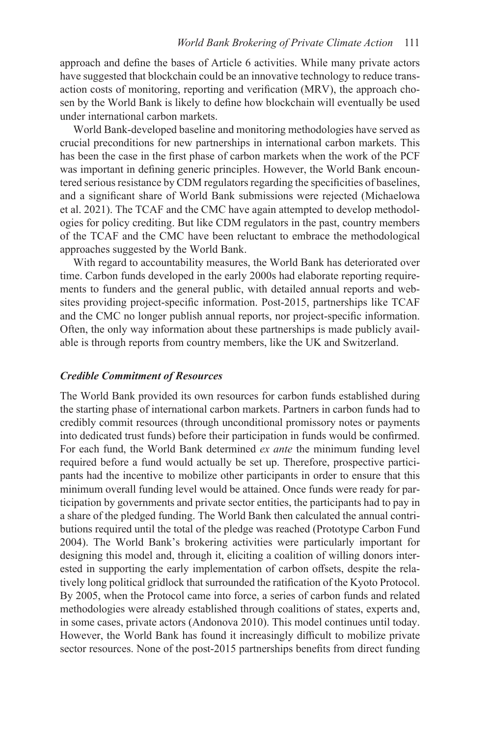approach and define the bases of Article 6 activities. While many private actors have suggested that blockchain could be an innovative technology to reduce transaction costs of monitoring, reporting and verification (MRV), the approach chosen by the World Bank is likely to define how blockchain will eventually be used under international carbon markets.

World Bank-developed baseline and monitoring methodologies have served as crucial preconditions for new partnerships in international carbon markets. This has been the case in the first phase of carbon markets when the work of the PCF was important in defining generic principles. However, the World Bank encountered serious resistance by CDM regulators regarding the specificities of baselines, and a significant share of World Bank submissions were rejected (Michaelowa et al. 2021). The TCAF and the CMC have again attempted to develop methodologies for policy crediting. But like CDM regulators in the past, country members of the TCAF and the CMC have been reluctant to embrace the methodological approaches suggested by the World Bank.

With regard to accountability measures, the World Bank has deteriorated over time. Carbon funds developed in the early 2000s had elaborate reporting requirements to funders and the general public, with detailed annual reports and websites providing project-specific information. Post-2015, partnerships like TCAF and the CMC no longer publish annual reports, nor project-specific information. Often, the only way information about these partnerships is made publicly available is through reports from country members, like the UK and Switzerland.

### *Credible Commitment of Resources*

The World Bank provided its own resources for carbon funds established during the starting phase of international carbon markets. Partners in carbon funds had to credibly commit resources (through unconditional promissory notes or payments into dedicated trust funds) before their participation in funds would be confirmed. For each fund, the World Bank determined *ex ante* the minimum funding level required before a fund would actually be set up. Therefore, prospective participants had the incentive to mobilize other participants in order to ensure that this minimum overall funding level would be attained. Once funds were ready for participation by governments and private sector entities, the participants had to pay in a share of the pledged funding. The World Bank then calculated the annual contributions required until the total of the pledge was reached (Prototype Carbon Fund 2004). The World Bank's brokering activities were particularly important for designing this model and, through it, eliciting a coalition of willing donors interested in supporting the early implementation of carbon offsets, despite the relatively long political gridlock that surrounded the ratification of the Kyoto Protocol. By 2005, when the Protocol came into force, a series of carbon funds and related methodologies were already established through coalitions of states, experts and, in some cases, private actors (Andonova 2010). This model continues until today. However, the World Bank has found it increasingly difficult to mobilize private sector resources. None of the post-2015 partnerships benefits from direct funding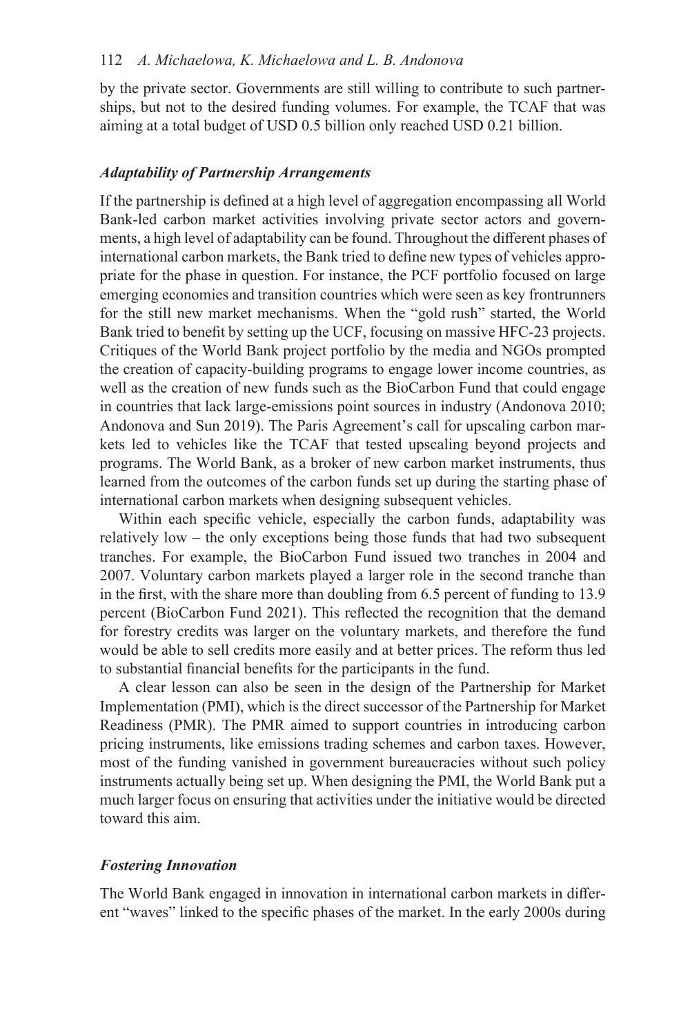by the private sector. Governments are still willing to contribute to such partnerships, but not to the desired funding volumes. For example, the TCAF that was aiming at a total budget of USD 0.5 billion only reached USD 0.21 billion.

### *Adaptability of Partnership Arrangements*

If the partnership is defined at a high level of aggregation encompassing all World Bank-led carbon market activities involving private sector actors and governments, a high level of adaptability can be found. Throughout the different phases of international carbon markets, the Bank tried to define new types of vehicles appropriate for the phase in question. For instance, the PCF portfolio focused on large emerging economies and transition countries which were seen as key frontrunners for the still new market mechanisms. When the "gold rush" started, the World Bank tried to benefit by setting up the UCF, focusing on massive HFC-23 projects. Critiques of the World Bank project portfolio by the media and NGOs prompted the creation of capacity-building programs to engage lower income countries, as well as the creation of new funds such as the BioCarbon Fund that could engage in countries that lack large-emissions point sources in industry (Andonova 2010; Andonova and Sun 2019). The Paris Agreement's call for upscaling carbon markets led to vehicles like the TCAF that tested upscaling beyond projects and programs. The World Bank, as a broker of new carbon market instruments, thus learned from the outcomes of the carbon funds set up during the starting phase of international carbon markets when designing subsequent vehicles.

Within each specific vehicle, especially the carbon funds, adaptability was relatively low – the only exceptions being those funds that had two subsequent tranches. For example, the BioCarbon Fund issued two tranches in 2004 and 2007. Voluntary carbon markets played a larger role in the second tranche than in the first, with the share more than doubling from 6.5 percent of funding to 13.9 percent (BioCarbon Fund 2021). This reflected the recognition that the demand for forestry credits was larger on the voluntary markets, and therefore the fund would be able to sell credits more easily and at better prices. The reform thus led to substantial financial benefits for the participants in the fund.

A clear lesson can also be seen in the design of the Partnership for Market Implementation (PMI), which is the direct successor of the Partnership for Market Readiness (PMR). The PMR aimed to support countries in introducing carbon pricing instruments, like emissions trading schemes and carbon taxes. However, most of the funding vanished in government bureaucracies without such policy instruments actually being set up. When designing the PMI, the World Bank put a much larger focus on ensuring that activities under the initiative would be directed toward this aim.

### *Fostering Innovation*

The World Bank engaged in innovation in international carbon markets in different "waves" linked to the specific phases of the market. In the early 2000s during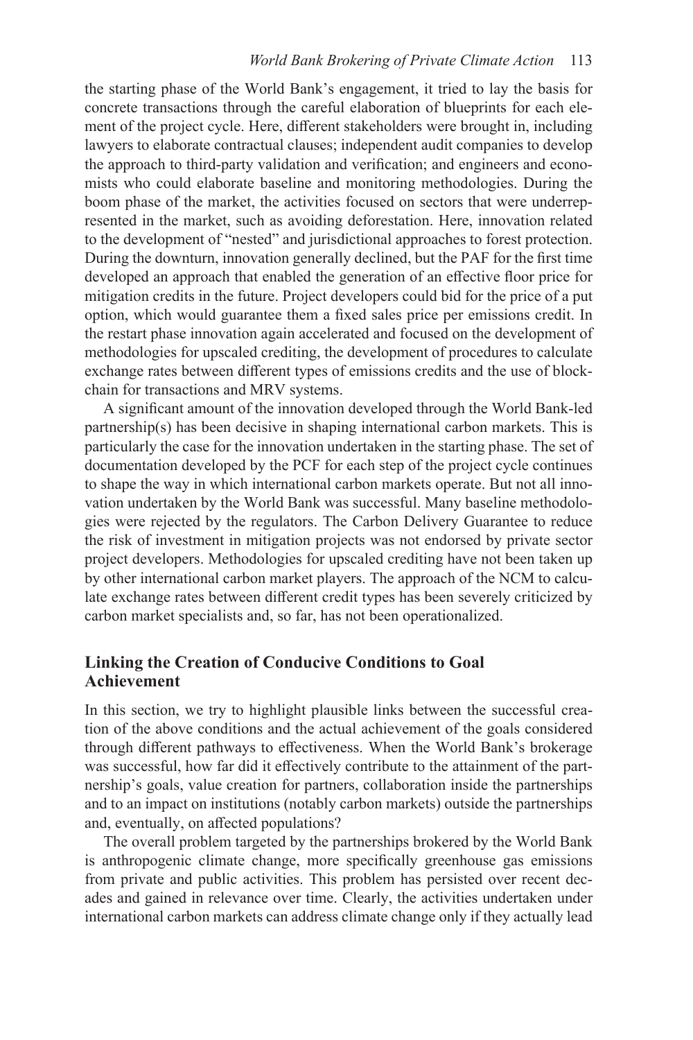the starting phase of the World Bank's engagement, it tried to lay the basis for concrete transactions through the careful elaboration of blueprints for each element of the project cycle. Here, different stakeholders were brought in, including lawyers to elaborate contractual clauses; independent audit companies to develop the approach to third-party validation and verification; and engineers and economists who could elaborate baseline and monitoring methodologies. During the boom phase of the market, the activities focused on sectors that were underrepresented in the market, such as avoiding deforestation. Here, innovation related to the development of "nested" and jurisdictional approaches to forest protection. During the downturn, innovation generally declined, but the PAF for the first time developed an approach that enabled the generation of an effective floor price for mitigation credits in the future. Project developers could bid for the price of a put option, which would guarantee them a fixed sales price per emissions credit. In the restart phase innovation again accelerated and focused on the development of methodologies for upscaled crediting, the development of procedures to calculate exchange rates between different types of emissions credits and the use of blockchain for transactions and MRV systems.

A significant amount of the innovation developed through the World Bank-led partnership(s) has been decisive in shaping international carbon markets. This is particularly the case for the innovation undertaken in the starting phase. The set of documentation developed by the PCF for each step of the project cycle continues to shape the way in which international carbon markets operate. But not all innovation undertaken by the World Bank was successful. Many baseline methodologies were rejected by the regulators. The Carbon Delivery Guarantee to reduce the risk of investment in mitigation projects was not endorsed by private sector project developers. Methodologies for upscaled crediting have not been taken up by other international carbon market players. The approach of the NCM to calculate exchange rates between different credit types has been severely criticized by carbon market specialists and, so far, has not been operationalized.

## Linking the Creation of Conducive Conditions to Goal Achievement

In this section, we try to highlight plausible links between the successful creation of the above conditions and the actual achievement of the goals considered through different pathways to effectiveness. When the World Bank's brokerage was successful, how far did it effectively contribute to the attainment of the partnership's goals, value creation for partners, collaboration inside the partnerships and to an impact on institutions (notably carbon markets) outside the partnerships and, eventually, on affected populations?

The overall problem targeted by the partnerships brokered by the World Bank is anthropogenic climate change, more specifically greenhouse gas emissions from private and public activities. This problem has persisted over recent decades and gained in relevance over time. Clearly, the activities undertaken under international carbon markets can address climate change only if they actually lead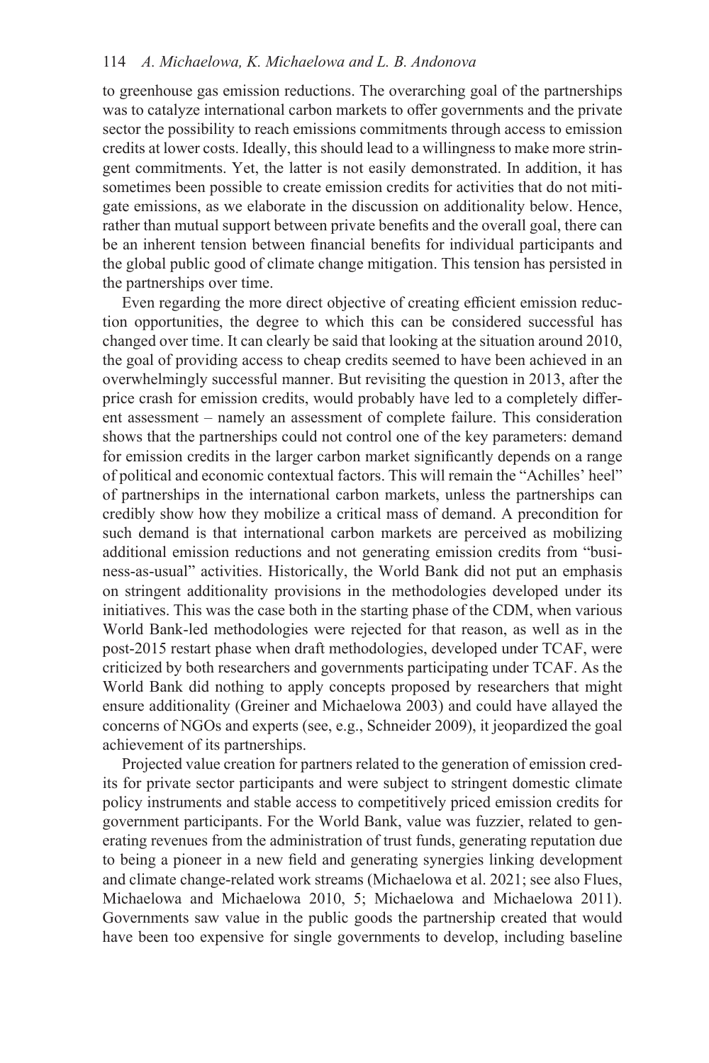to greenhouse gas emission reductions. The overarching goal of the partnerships was to catalyze international carbon markets to offer governments and the private sector the possibility to reach emissions commitments through access to emission credits at lower costs. Ideally, this should lead to a willingness to make more stringent commitments. Yet, the latter is not easily demonstrated. In addition, it has sometimes been possible to create emission credits for activities that do not mitigate emissions, as we elaborate in the discussion on additionality below. Hence, rather than mutual support between private benefits and the overall goal, there can be an inherent tension between financial benefits for individual participants and the global public good of climate change mitigation. This tension has persisted in the partnerships over time.

Even regarding the more direct objective of creating efficient emission reduction opportunities, the degree to which this can be considered successful has changed over time. It can clearly be said that looking at the situation around 2010, the goal of providing access to cheap credits seemed to have been achieved in an overwhelmingly successful manner. But revisiting the question in 2013, after the price crash for emission credits, would probably have led to a completely different assessment – namely an assessment of complete failure. This consideration shows that the partnerships could not control one of the key parameters: demand for emission credits in the larger carbon market significantly depends on a range of political and economic contextual factors. This will remain the "Achilles' heel" of partnerships in the international carbon markets, unless the partnerships can credibly show how they mobilize a critical mass of demand. A precondition for such demand is that international carbon markets are perceived as mobilizing additional emission reductions and not generating emission credits from "business-as-usual" activities. Historically, the World Bank did not put an emphasis on stringent additionality provisions in the methodologies developed under its initiatives. This was the case both in the starting phase of the CDM, when various World Bank-led methodologies were rejected for that reason, as well as in the post-2015 restart phase when draft methodologies, developed under TCAF, were criticized by both researchers and governments participating under TCAF. As the World Bank did nothing to apply concepts proposed by researchers that might ensure additionality (Greiner and Michaelowa 2003) and could have allayed the concerns of NGOs and experts (see, e.g., Schneider 2009), it jeopardized the goal achievement of its partnerships.

Projected value creation for partners related to the generation of emission credits for private sector participants and were subject to stringent domestic climate policy instruments and stable access to competitively priced emission credits for government participants. For the World Bank, value was fuzzier, related to generating revenues from the administration of trust funds, generating reputation due to being a pioneer in a new field and generating synergies linking development and climate change-related work streams (Michaelowa et al. 2021; see also Flues, Michaelowa and Michaelowa 2010, 5; Michaelowa and Michaelowa 2011). Governments saw value in the public goods the partnership created that would have been too expensive for single governments to develop, including baseline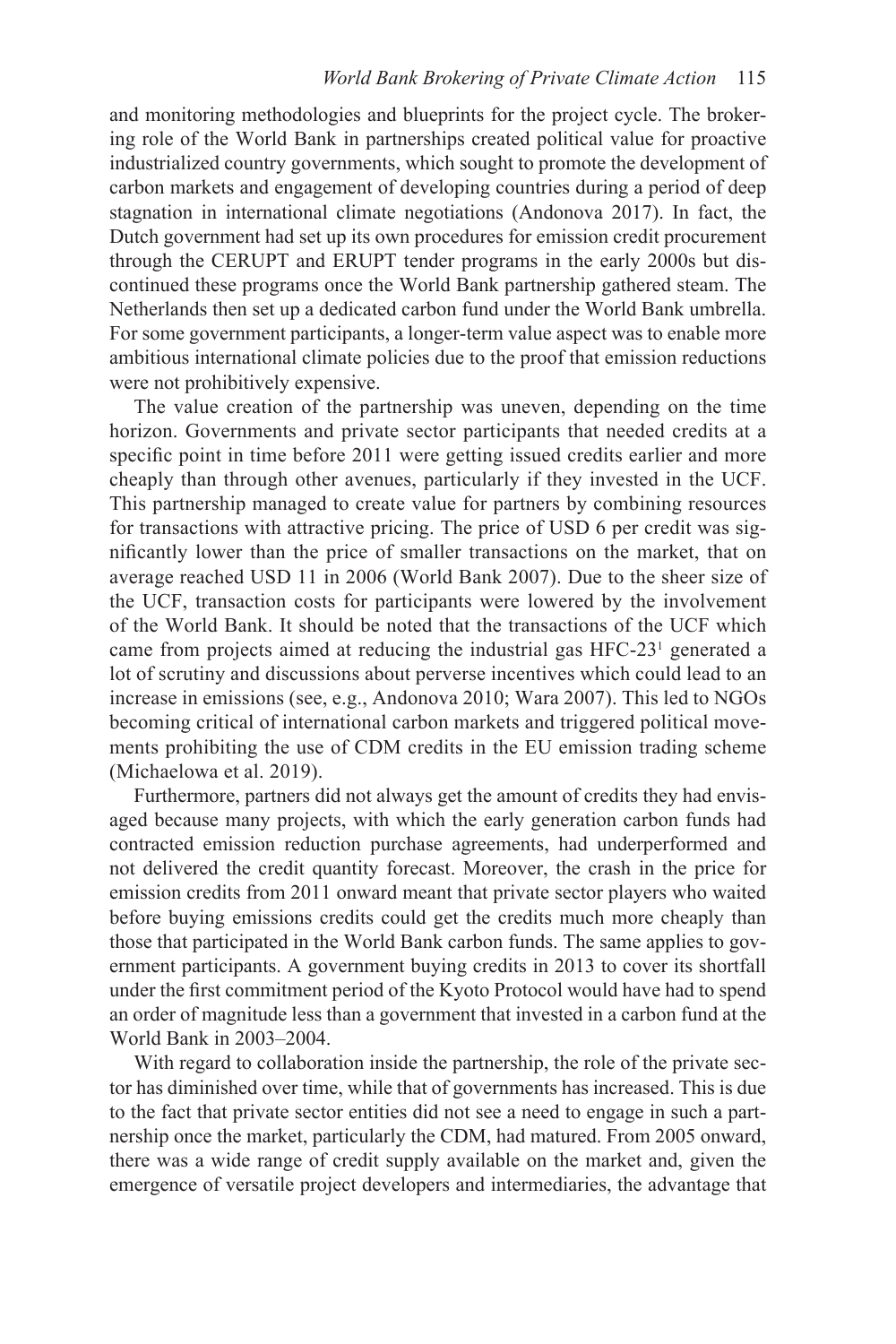and monitoring methodologies and blueprints for the project cycle. The brokering role of the World Bank in partnerships created political value for proactive industrialized country governments, which sought to promote the development of carbon markets and engagement of developing countries during a period of deep stagnation in international climate negotiations (Andonova 2017). In fact, the Dutch government had set up its own procedures for emission credit procurement through the CERUPT and ERUPT tender programs in the early 2000s but discontinued these programs once the World Bank partnership gathered steam. The Netherlands then set up a dedicated carbon fund under the World Bank umbrella. For some government participants, a longer-term value aspect was to enable more ambitious international climate policies due to the proof that emission reductions were not prohibitively expensive.

The value creation of the partnership was uneven, depending on the time horizon. Governments and private sector participants that needed credits at a specific point in time before 2011 were getting issued credits earlier and more cheaply than through other avenues, particularly if they invested in the UCF. This partnership managed to create value for partners by combining resources for transactions with attractive pricing. The price of USD 6 per credit was significantly lower than the price of smaller transactions on the market, that on average reached USD 11 in 2006 (World Bank 2007). Due to the sheer size of the UCF, transaction costs for participants were lowered by the involvement of the World Bank. It should be noted that the transactions of the UCF which came from projects aimed at reducing the industrial gas HFC-23[1] generated a lot of scrutiny and discussions about perverse incentives which could lead to an increase in emissions (see, e.g., Andonova 2010; Wara 2007). This led to NGOs becoming critical of international carbon markets and triggered political movements prohibiting the use of CDM credits in the EU emission trading scheme (Michaelowa et al. 2019).

Furthermore, partners did not always get the amount of credits they had envisaged because many projects, with which the early generation carbon funds had contracted emission reduction purchase agreements, had underperformed and not delivered the credit quantity forecast. Moreover, the crash in the price for emission credits from 2011 onward meant that private sector players who waited before buying emissions credits could get the credits much more cheaply than those that participated in the World Bank carbon funds. The same applies to government participants. A government buying credits in 2013 to cover its shortfall under the first commitment period of the Kyoto Protocol would have had to spend an order of magnitude less than a government that invested in a carbon fund at the World Bank in 2003–2004.

With regard to collaboration inside the partnership, the role of the private sector has diminished over time, while that of governments has increased. This is due to the fact that private sector entities did not see a need to engage in such a partnership once the market, particularly the CDM, had matured. From 2005 onward, there was a wide range of credit supply available on the market and, given the emergence of versatile project developers and intermediaries, the advantage that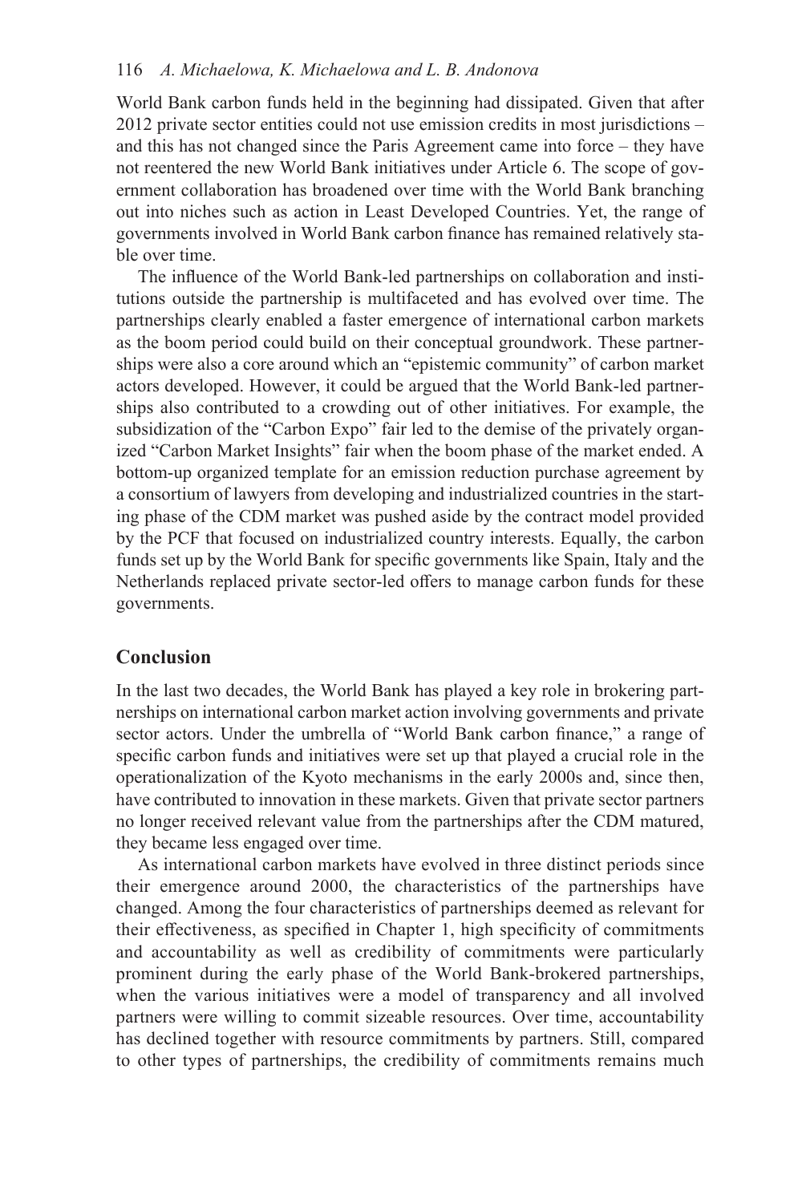World Bank carbon funds held in the beginning had dissipated. Given that after 2012 private sector entities could not use emission credits in most jurisdictions – and this has not changed since the Paris Agreement came into force – they have not reentered the new World Bank initiatives under Article 6. The scope of government collaboration has broadened over time with the World Bank branching out into niches such as action in Least Developed Countries. Yet, the range of governments involved in World Bank carbon finance has remained relatively stable over time.

The influence of the World Bank-led partnerships on collaboration and institutions outside the partnership is multifaceted and has evolved over time. The partnerships clearly enabled a faster emergence of international carbon markets as the boom period could build on their conceptual groundwork. These partnerships were also a core around which an "epistemic community" of carbon market actors developed. However, it could be argued that the World Bank-led partnerships also contributed to a crowding out of other initiatives. For example, the subsidization of the "Carbon Expo" fair led to the demise of the privately organized "Carbon Market Insights" fair when the boom phase of the market ended. A bottom-up organized template for an emission reduction purchase agreement by a consortium of lawyers from developing and industrialized countries in the starting phase of the CDM market was pushed aside by the contract model provided by the PCF that focused on industrialized country interests. Equally, the carbon funds set up by the World Bank for specific governments like Spain, Italy and the Netherlands replaced private sector-led offers to manage carbon funds for these governments.

## Conclusion

In the last two decades, the World Bank has played a key role in brokering partnerships on international carbon market action involving governments and private sector actors. Under the umbrella of "World Bank carbon finance," a range of specific carbon funds and initiatives were set up that played a crucial role in the operationalization of the Kyoto mechanisms in the early 2000s and, since then, have contributed to innovation in these markets. Given that private sector partners no longer received relevant value from the partnerships after the CDM matured, they became less engaged over time.

As international carbon markets have evolved in three distinct periods since their emergence around 2000, the characteristics of the partnerships have changed. Among the four characteristics of partnerships deemed as relevant for their effectiveness, as specified in Chapter 1, high specificity of commitments and accountability as well as credibility of commitments were particularly prominent during the early phase of the World Bank-brokered partnerships, when the various initiatives were a model of transparency and all involved partners were willing to commit sizeable resources. Over time, accountability has declined together with resource commitments by partners. Still, compared to other types of partnerships, the credibility of commitments remains much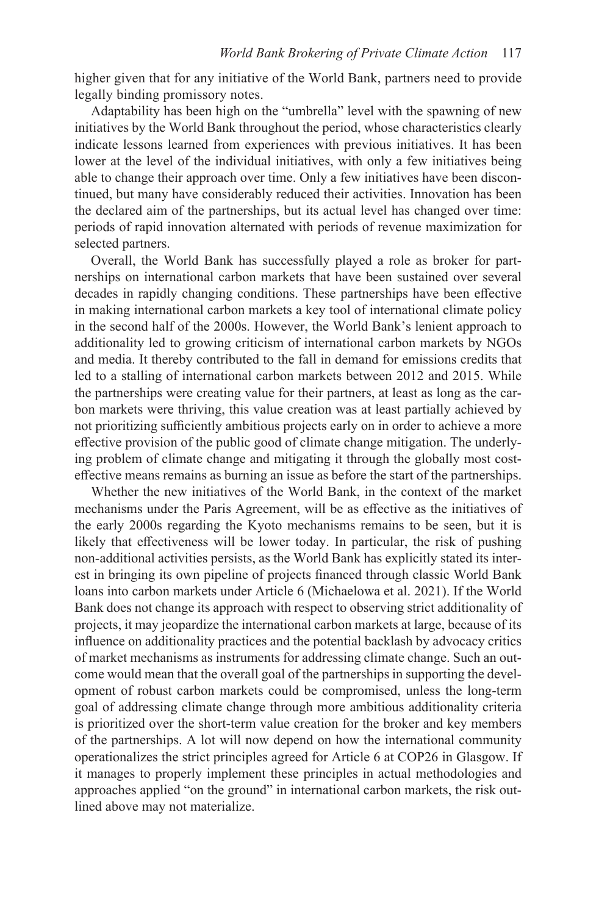higher given that for any initiative of the World Bank, partners need to provide legally binding promissory notes.

Adaptability has been high on the "umbrella" level with the spawning of new initiatives by the World Bank throughout the period, whose characteristics clearly indicate lessons learned from experiences with previous initiatives. It has been lower at the level of the individual initiatives, with only a few initiatives being able to change their approach over time. Only a few initiatives have been discontinued, but many have considerably reduced their activities. Innovation has been the declared aim of the partnerships, but its actual level has changed over time: periods of rapid innovation alternated with periods of revenue maximization for selected partners.

Overall, the World Bank has successfully played a role as broker for partnerships on international carbon markets that have been sustained over several decades in rapidly changing conditions. These partnerships have been effective in making international carbon markets a key tool of international climate policy in the second half of the 2000s. However, the World Bank's lenient approach to additionality led to growing criticism of international carbon markets by NGOs and media. It thereby contributed to the fall in demand for emissions credits that led to a stalling of international carbon markets between 2012 and 2015. While the partnerships were creating value for their partners, at least as long as the carbon markets were thriving, this value creation was at least partially achieved by not prioritizing sufficiently ambitious projects early on in order to achieve a more effective provision of the public good of climate change mitigation. The underlying problem of climate change and mitigating it through the globally most cost-effective means remains as burning an issue as before the start of the partnerships.

Whether the new initiatives of the World Bank, in the context of the market mechanisms under the Paris Agreement, will be as effective as the initiatives of the early 2000s regarding the Kyoto mechanisms remains to be seen, but it is likely that effectiveness will be lower today. In particular, the risk of pushing non-additional activities persists, as the World Bank has explicitly stated its interest in bringing its own pipeline of projects financed through classic World Bank loans into carbon markets under Article 6 (Michaelowa et al. 2021). If the World Bank does not change its approach with respect to observing strict additionality of projects, it may jeopardize the international carbon markets at large, because of its influence on additionality practices and the potential backlash by advocacy critics of market mechanisms as instruments for addressing climate change. Such an outcome would mean that the overall goal of the partnerships in supporting the development of robust carbon markets could be compromised, unless the long-term goal of addressing climate change through more ambitious additionality criteria is prioritized over the short-term value creation for the broker and key members of the partnerships. A lot will now depend on how the international community operationalizes the strict principles agreed for Article 6 at COP26 in Glasgow. If it manages to properly implement these principles in actual methodologies and approaches applied "on the ground" in international carbon markets, the risk outlined above may not materialize.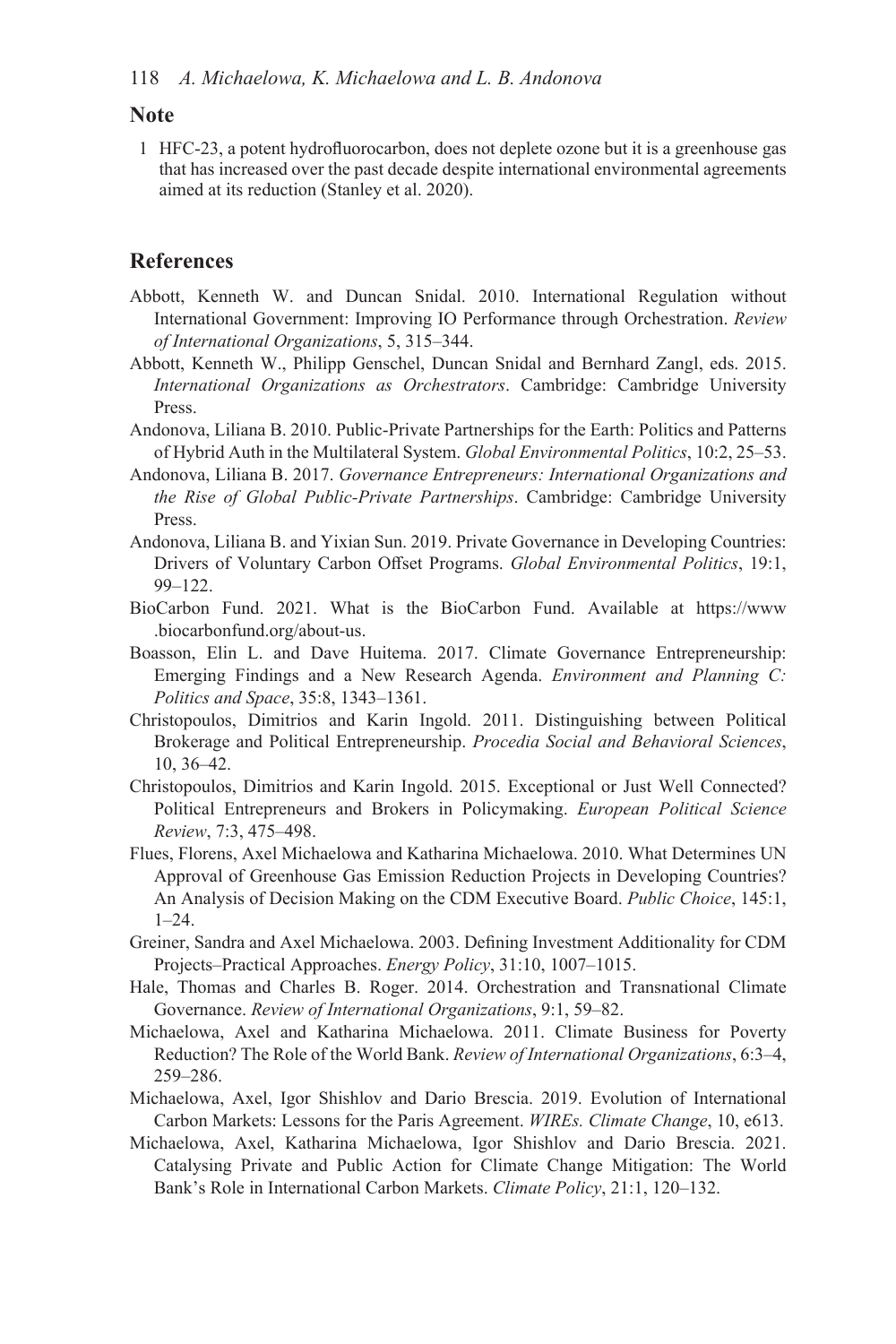## Note

1 HFC-23, a potent hydrofluorocarbon, does not deplete ozone but it is a greenhouse gas that has increased over the past decade despite international environmental agreements aimed at its reduction (Stanley et al. 2020).

## References

Abbott, Kenneth W. and Duncan Snidal. 2010. International Regulation without International Government: Improving IO Performance through Orchestration. *Review of International Organizations*, 5, 315–344.

Abbott, Kenneth W., Philipp Genschel, Duncan Snidal and Bernhard Zangl, eds. 2015. *International Organizations as Orchestrators*. Cambridge: Cambridge University Press.

Andonova, Liliana B. 2010. Public-Private Partnerships for the Earth: Politics and Patterns of Hybrid Auth in the Multilateral System. *Global Environmental Politics*, 10:2, 25–53.

Andonova, Liliana B. 2017. *Governance Entrepreneurs: International Organizations and the Rise of Global Public-Private Partnerships*. Cambridge: Cambridge University Press.

Andonova, Liliana B. and Yixian Sun. 2019. Private Governance in Developing Countries: Drivers of Voluntary Carbon Offset Programs. *Global Environmental Politics*, 19:1, 99–122.

BioCarbon Fund. 2021. What is the BioCarbon Fund. Available at https://www.biocarbonfund.org/about-us.

Boasson, Elin L. and Dave Huitema. 2017. Climate Governance Entrepreneurship: Emerging Findings and a New Research Agenda. *Environment and Planning C: Politics and Space*, 35:8, 1343–1361.

Christopoulos, Dimitrios and Karin Ingold. 2011. Distinguishing between Political Brokerage and Political Entrepreneurship. *Procedia Social and Behavioral Sciences*, 10, 36–42.

Christopoulos, Dimitrios and Karin Ingold. 2015. Exceptional or Just Well Connected? Political Entrepreneurs and Brokers in Policymaking. *European Political Science Review*, 7:3, 475–498.

Flues, Florens, Axel Michaelowa and Katharina Michaelowa. 2010. What Determines UN Approval of Greenhouse Gas Emission Reduction Projects in Developing Countries? An Analysis of Decision Making on the CDM Executive Board. *Public Choice*, 145:1, 1–24.

Greiner, Sandra and Axel Michaelowa. 2003. Defining Investment Additionality for CDM Projects–Practical Approaches. *Energy Policy*, 31:10, 1007–1015.

Hale, Thomas and Charles B. Roger. 2014. Orchestration and Transnational Climate Governance. *Review of International Organizations*, 9:1, 59–82.

Michaelowa, Axel and Katharina Michaelowa. 2011. Climate Business for Poverty Reduction? The Role of the World Bank. *Review of International Organizations*, 6:3–4, 259–286.

Michaelowa, Axel, Igor Shishlov and Dario Brescia. 2019. Evolution of International Carbon Markets: Lessons for the Paris Agreement. *WIREs. Climate Change*, 10, e613.

Michaelowa, Axel, Katharina Michaelowa, Igor Shishlov and Dario Brescia. 2021. Catalysing Private and Public Action for Climate Change Mitigation: The World Bank's Role in International Carbon Markets. *Climate Policy*, 21:1, 120–132.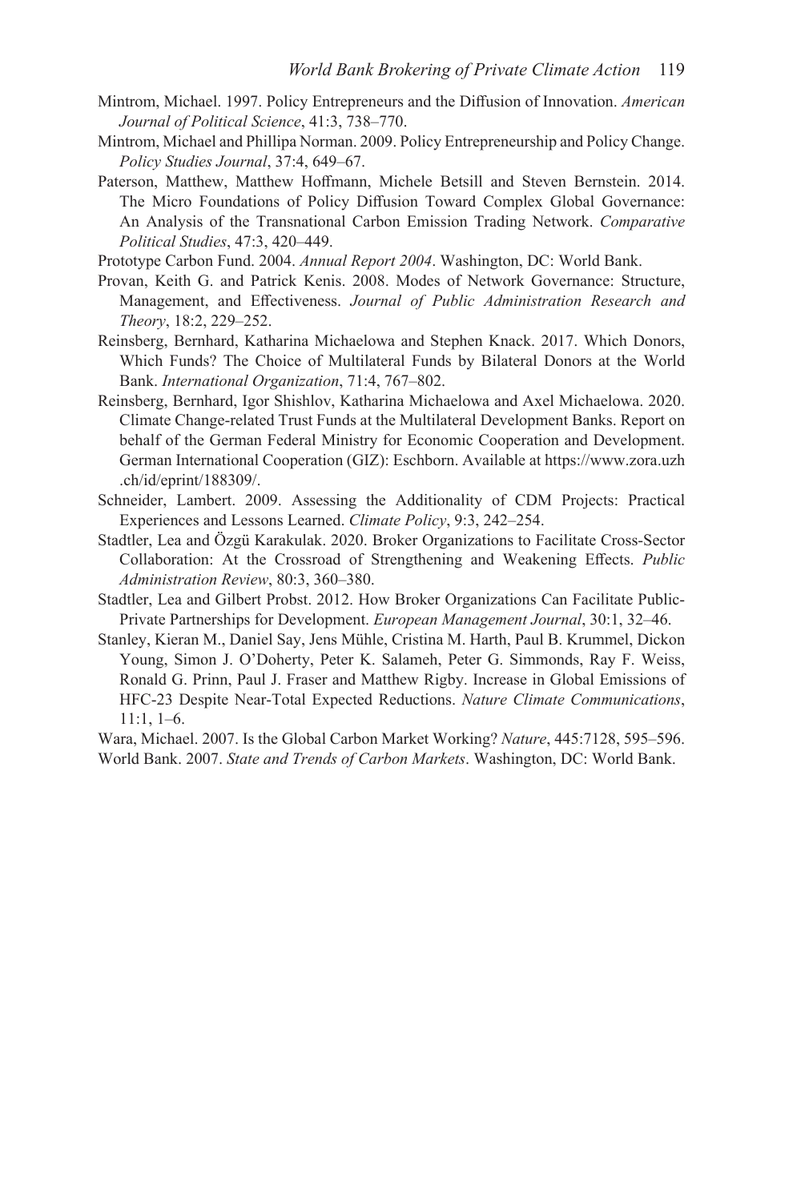Mintrom, Michael. 1997. Policy Entrepreneurs and the Diffusion of Innovation. *American Journal of Political Science*, 41:3, 738–770.

Mintrom, Michael and Phillipa Norman. 2009. Policy Entrepreneurship and Policy Change. *Policy Studies Journal*, 37:4, 649–67.

Paterson, Matthew, Matthew Hoffmann, Michele Betsill and Steven Bernstein. 2014. The Micro Foundations of Policy Diffusion Toward Complex Global Governance: An Analysis of the Transnational Carbon Emission Trading Network. *Comparative Political Studies*, 47:3, 420–449.

Prototype Carbon Fund. 2004. *Annual Report 2004*. Washington, DC: World Bank.

Provan, Keith G. and Patrick Kenis. 2008. Modes of Network Governance: Structure, Management, and Effectiveness. *Journal of Public Administration Research and Theory*, 18:2, 229–252.

Reinsberg, Bernhard, Katharina Michaelowa and Stephen Knack. 2017. Which Donors, Which Funds? The Choice of Multilateral Funds by Bilateral Donors at the World Bank. *International Organization*, 71:4, 767–802.

Reinsberg, Bernhard, Igor Shishlov, Katharina Michaelowa and Axel Michaelowa. 2020. Climate Change-related Trust Funds at the Multilateral Development Banks. Report on behalf of the German Federal Ministry for Economic Cooperation and Development. German International Cooperation (GIZ): Eschborn. Available at https://www.zora.uzh.ch/id/eprint/188309/.

Schneider, Lambert. 2009. Assessing the Additionality of CDM Projects: Practical Experiences and Lessons Learned. *Climate Policy*, 9:3, 242–254.

Stadtler, Lea and Özgü Karakulak. 2020. Broker Organizations to Facilitate Cross-Sector Collaboration: At the Crossroad of Strengthening and Weakening Effects. *Public Administration Review*, 80:3, 360–380.

Stadtler, Lea and Gilbert Probst. 2012. How Broker Organizations Can Facilitate Public-Private Partnerships for Development. *European Management Journal*, 30:1, 32–46.

Stanley, Kieran M., Daniel Say, Jens Mühle, Cristina M. Harth, Paul B. Krummel, Dickon Young, Simon J. O'Doherty, Peter K. Salameh, Peter G. Simmonds, Ray F. Weiss, Ronald G. Prinn, Paul J. Fraser and Matthew Rigby. Increase in Global Emissions of HFC-23 Despite Near-Total Expected Reductions. *Nature Climate Communications*, 11:1, 1–6.

Wara, Michael. 2007. Is the Global Carbon Market Working? *Nature*, 445:7128, 595–596.

World Bank. 2007. *State and Trends of Carbon Markets*. Washington, DC: World Bank.